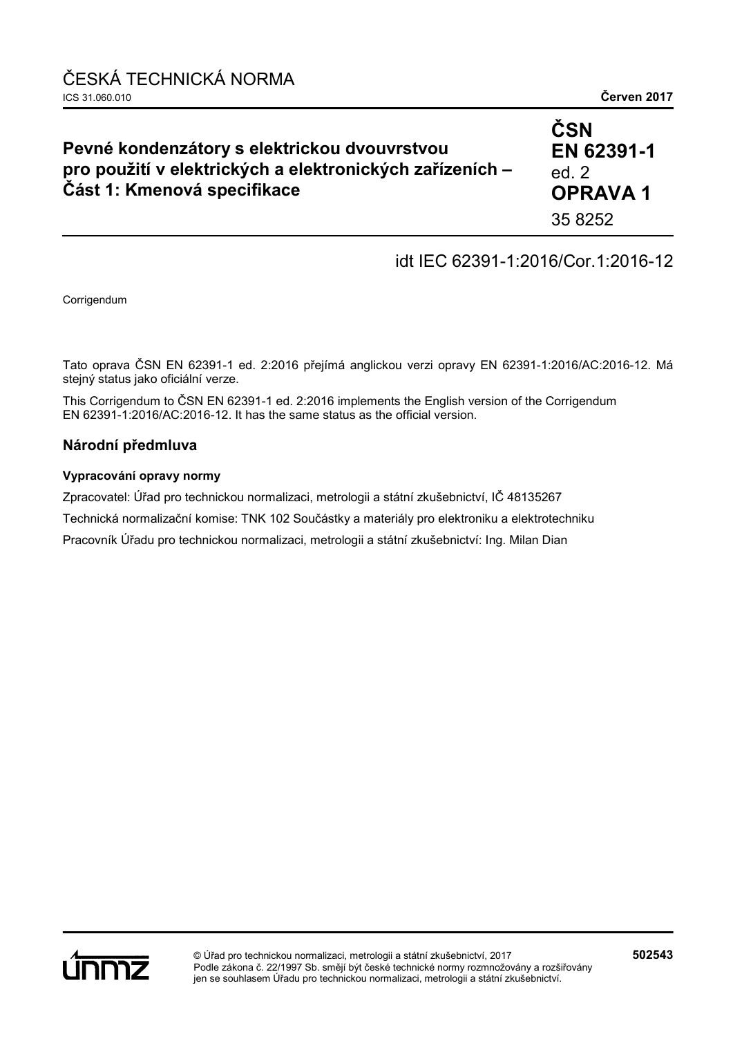ČESKÁ TECHNICKÁ NORMA

ICS 31.060.010

**Červen 2017**

# Pevné kondenzátory s elektrickou dvouvrstvou pro použití v elektrických a elektronických zařízeních – Část 1: Kmenová specifikace

**ČSN**
**EN 62391-1**
ed. 2
**OPRAVA 1**
35 8252

idt IEC 62391-1:2016/Cor.1:2016-12

Corrigendum

Tato oprava ČSN EN 62391-1 ed. 2:2016 přejímá anglickou verzi opravy EN 62391-1:2016/AC:2016-12. Má stejný status jako oficiální verze.

This Corrigendum to ČSN EN 62391-1 ed. 2:2016 implements the English version of the Corrigendum EN 62391-1:2016/AC:2016-12. It has the same status as the official version.

## Národní předmluva

### Vypracování opravy normy

Zpracovatel: Úřad pro technickou normalizaci, metrologii a státní zkušebnictví, IČ 48135267

Technická normalizační komise: TNK 102 Součástky a materiály pro elektroniku a elektrotechniku

Pracovník Úřadu pro technickou normalizaci, metrologii a státní zkušebnictví: Ing. Milan Dian

© Úřad pro technickou normalizaci, metrologii a státní zkušebnictví, 2017
Podle zákona č. 22/1997 Sb. smějí být české technické normy rozmnožovány a rozšiřovány jen se souhlasem Úřadu pro technickou normalizaci, metrologii a státní zkušebnictví.

**502543**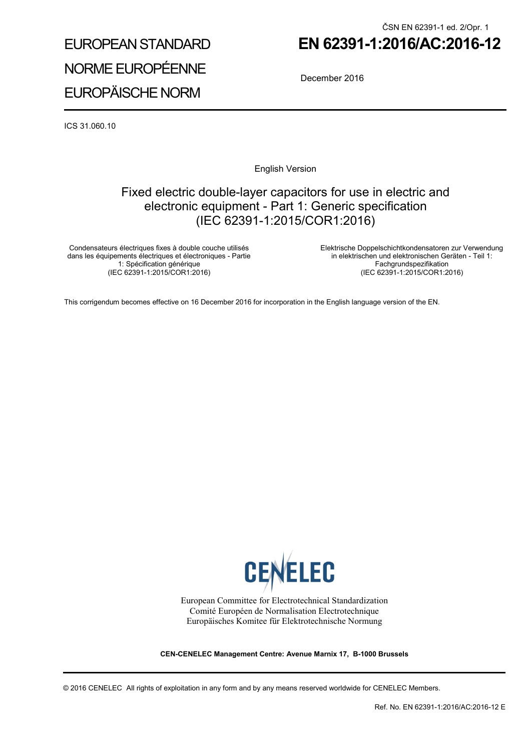ČSN EN 62391-1 ed. 2/Opr. 1

# EUROPEAN STANDARD
# NORME EUROPÉENNE
# EUROPÄISCHE NORM

# EN 62391-1:2016/AC:2016-12

December 2016

ICS 31.060.10

English Version

## Fixed electric double-layer capacitors for use in electric and electronic equipment - Part 1: Generic specification (IEC 62391-1:2015/COR1:2016)

Condensateurs électriques fixes à double couche utilisés dans les équipements électriques et électroniques - Partie 1: Spécification générique
(IEC 62391-1:2015/COR1:2016)

Elektrische Doppelschichtkondensatoren zur Verwendung in elektrischen und elektronischen Geräten - Teil 1: Fachgrundspezifikation
(IEC 62391-1:2015/COR1:2016)

This corrigendum becomes effective on 16 December 2016 for incorporation in the English language version of the EN.

CENELEC

European Committee for Electrotechnical Standardization
Comité Européen de Normalisation Electrotechnique
Europäisches Komitee für Elektrotechnische Normung

**CEN-CENELEC Management Centre: Avenue Marnix 17, B-1000 Brussels**

© 2016 CENELEC All rights of exploitation in any form and by any means reserved worldwide for CENELEC Members.

Ref. No. EN 62391-1:2016/AC:2016-12 E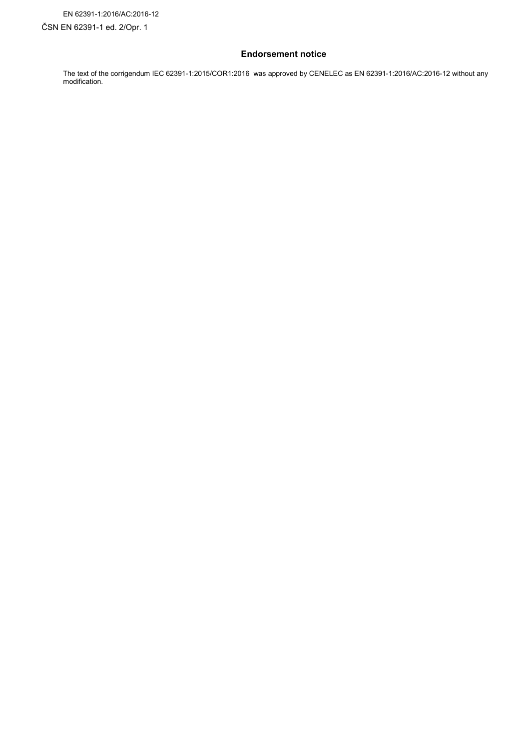EN 62391-1:2016/AC:2016-12

ČSN EN 62391-1 ed. 2/Opr. 1

## Endorsement notice

The text of the corrigendum IEC 62391-1:2015/COR1:2016 was approved by CENELEC as EN 62391-1:2016/AC:2016-12 without any modification.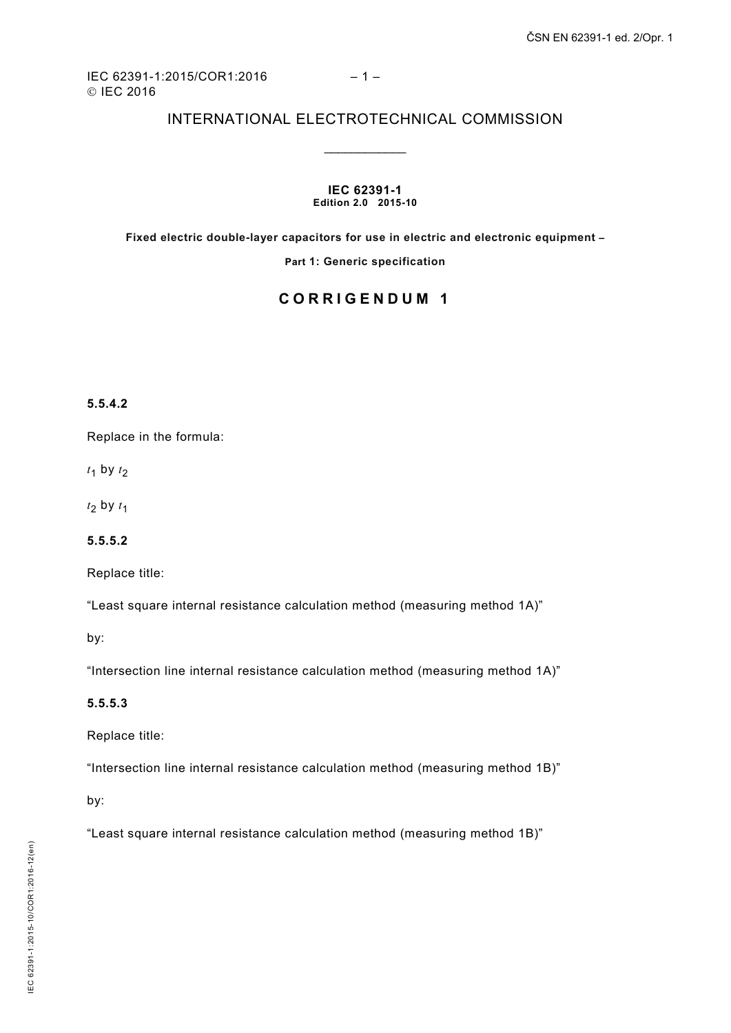IEC 62391-1:2015/COR1:2016
© IEC 2016

# INTERNATIONAL ELECTROTECHNICAL COMMISSION

**IEC 62391-1**
**Edition 2.0 2015-10**

**Fixed electric double-layer capacitors for use in electric and electronic equipment –**

**Part 1: Generic specification**

## CORRIGENDUM 1

**5.5.4.2**

Replace in the formula:

$t_1$ by $t_2$

$t_2$ by $t_1$

**5.5.5.2**

Replace title:

"Least square internal resistance calculation method (measuring method 1A)"

by:

"Intersection line internal resistance calculation method (measuring method 1A)"

**5.5.5.3**

Replace title:

"Intersection line internal resistance calculation method (measuring method 1B)"

by:

"Least square internal resistance calculation method (measuring method 1B)"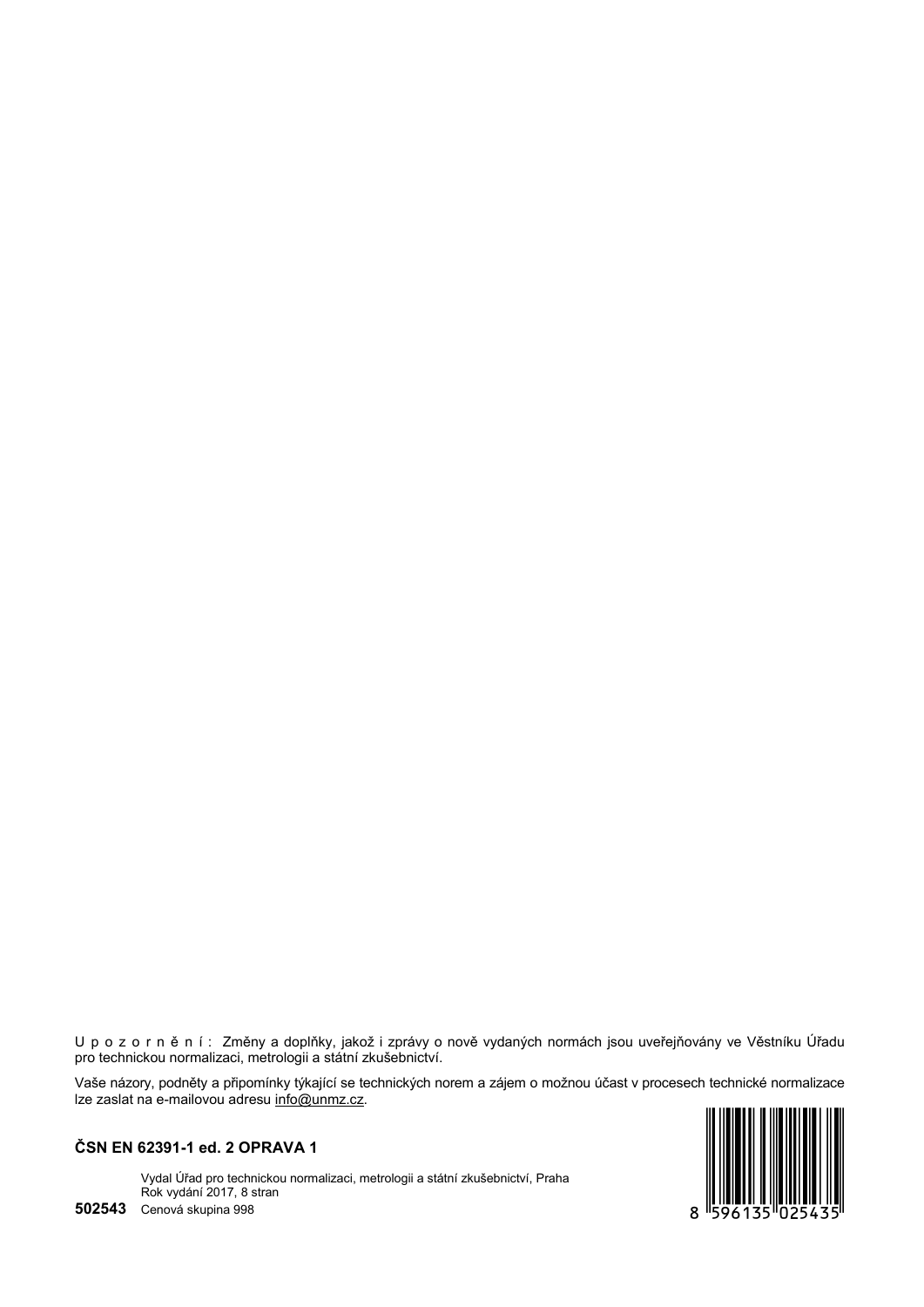U p o z o r n ě n í : Změny a doplňky, jakož i zprávy o nově vydaných normách jsou uveřejňovány ve Věstníku Úřadu pro technickou normalizaci, metrologii a státní zkušebnictví.

Vaše názory, podněty a připomínky týkající se technických norem a zájem o možnou účast v procesech technické normalizace lze zaslat na e-mailovou adresu info@unmz.cz.

**ČSN EN 62391-1 ed. 2 OPRAVA 1**

Vydal Úřad pro technickou normalizaci, metrologii a státní zkušebnictví, Praha
Rok vydání 2017, 8 stran

**502543** Cenová skupina 998

8 596135 025435